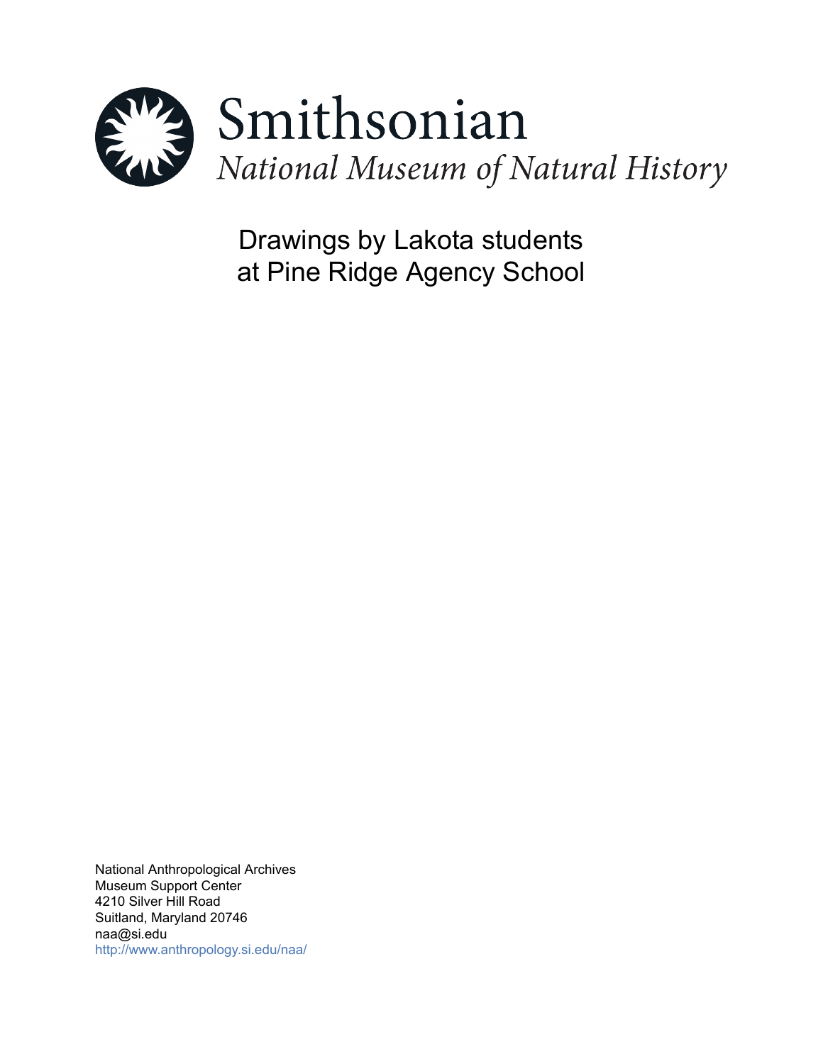Smithsonian
*National Museum of Natural History*

# Drawings by Lakota students at Pine Ridge Agency School

National Anthropological Archives
Museum Support Center
4210 Silver Hill Road
Suitland, Maryland 20746
naa@si.edu
http://www.anthropology.si.edu/naa/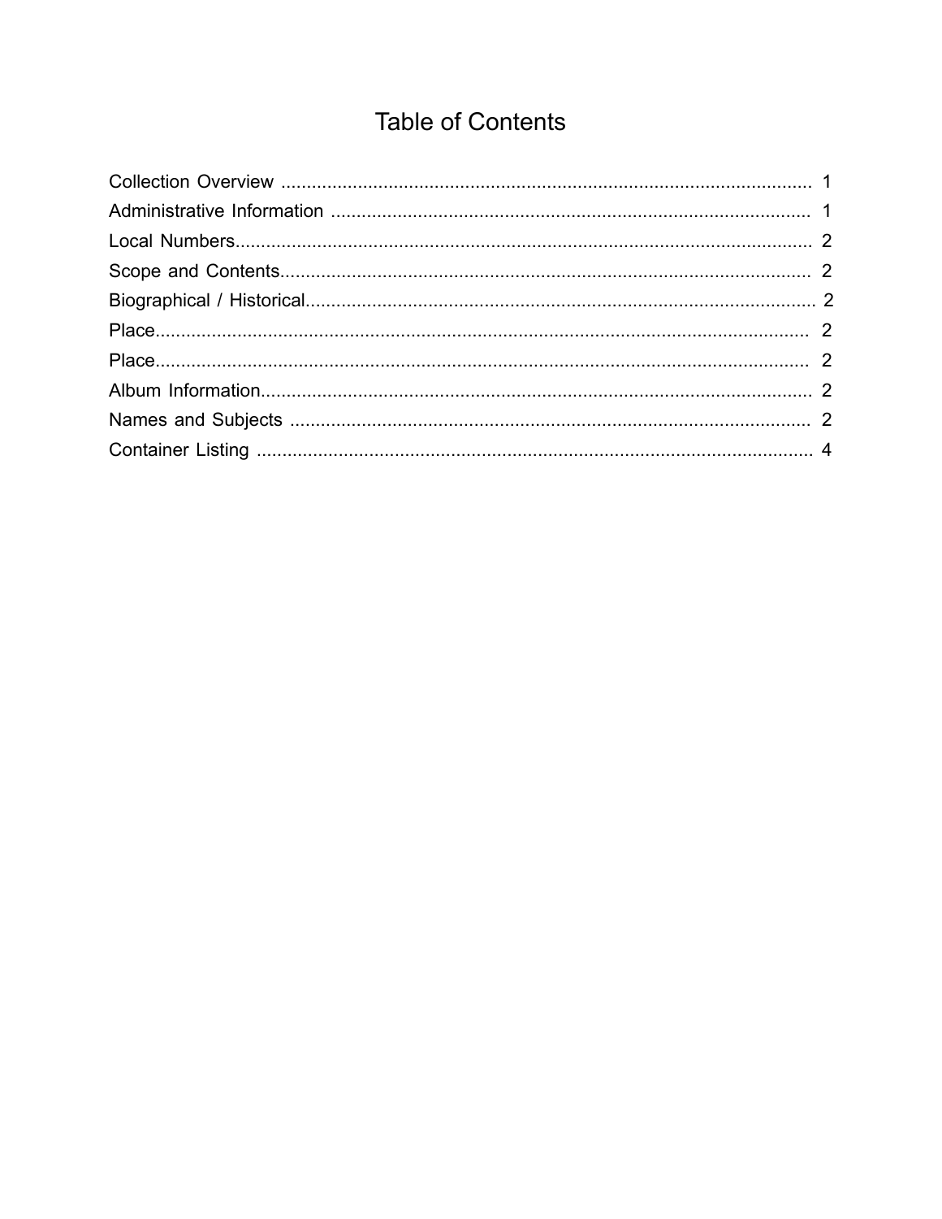# Table of Contents

Collection Overview ........................................................................................................ 1
Administrative Information .............................................................................................. 1
Local Numbers................................................................................................................. 2
Scope and Contents........................................................................................................ 2
Biographical / Historical................................................................................................... 2
Place................................................................................................................................ 2
Place................................................................................................................................ 2
Album Information............................................................................................................ 2
Names and Subjects ....................................................................................................... 2
Container Listing ............................................................................................................. 4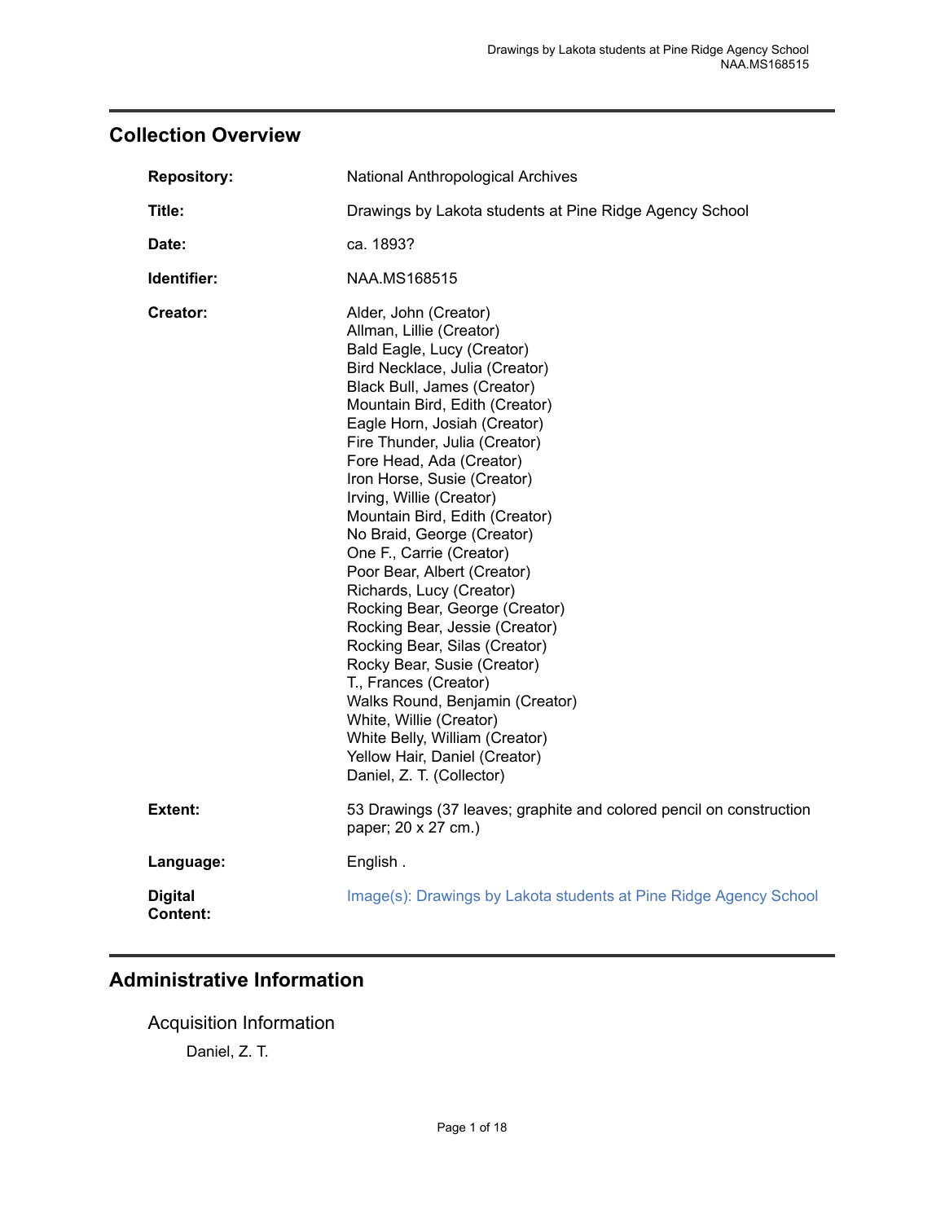## Collection Overview

| | |
|---|---|
| **Repository:** | National Anthropological Archives |
| **Title:** | Drawings by Lakota students at Pine Ridge Agency School |
| **Date:** | ca. 1893? |
| **Identifier:** | NAA.MS168515 |
| **Creator:** | Alder, John (Creator)<br>Allman, Lillie (Creator)<br>Bald Eagle, Lucy (Creator)<br>Bird Necklace, Julia (Creator)<br>Black Bull, James (Creator)<br>Mountain Bird, Edith (Creator)<br>Eagle Horn, Josiah (Creator)<br>Fire Thunder, Julia (Creator)<br>Fore Head, Ada (Creator)<br>Iron Horse, Susie (Creator)<br>Irving, Willie (Creator)<br>Mountain Bird, Edith (Creator)<br>No Braid, George (Creator)<br>One F., Carrie (Creator)<br>Poor Bear, Albert (Creator)<br>Richards, Lucy (Creator)<br>Rocking Bear, George (Creator)<br>Rocking Bear, Jessie (Creator)<br>Rocking Bear, Silas (Creator)<br>Rocky Bear, Susie (Creator)<br>T., Frances (Creator)<br>Walks Round, Benjamin (Creator)<br>White, Willie (Creator)<br>White Belly, William (Creator)<br>Yellow Hair, Daniel (Creator)<br>Daniel, Z. T. (Collector) |
| **Extent:** | 53 Drawings (37 leaves; graphite and colored pencil on construction paper; 20 x 27 cm.) |
| **Language:** | English . |
| **Digital Content:** | Image(s): Drawings by Lakota students at Pine Ridge Agency School |

## Administrative Information

### Acquisition Information

Daniel, Z. T.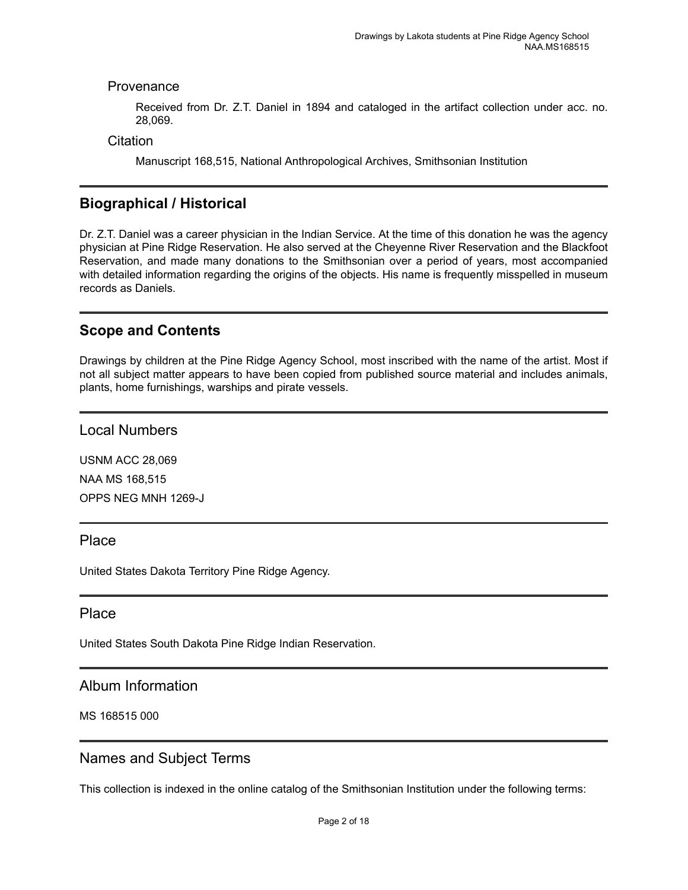### Provenance

Received from Dr. Z.T. Daniel in 1894 and cataloged in the artifact collection under acc. no. 28,069.

### Citation

Manuscript 168,515, National Anthropological Archives, Smithsonian Institution

## Biographical / Historical

Dr. Z.T. Daniel was a career physician in the Indian Service. At the time of this donation he was the agency physician at Pine Ridge Reservation. He also served at the Cheyenne River Reservation and the Blackfoot Reservation, and made many donations to the Smithsonian over a period of years, most accompanied with detailed information regarding the origins of the objects. His name is frequently misspelled in museum records as Daniels.

## Scope and Contents

Drawings by children at the Pine Ridge Agency School, most inscribed with the name of the artist. Most if not all subject matter appears to have been copied from published source material and includes animals, plants, home furnishings, warships and pirate vessels.

### Local Numbers

USNM ACC 28,069

NAA MS 168,515

OPPS NEG MNH 1269-J

### Place

United States Dakota Territory Pine Ridge Agency.

### Place

United States South Dakota Pine Ridge Indian Reservation.

### Album Information

MS 168515 000

### Names and Subject Terms

This collection is indexed in the online catalog of the Smithsonian Institution under the following terms: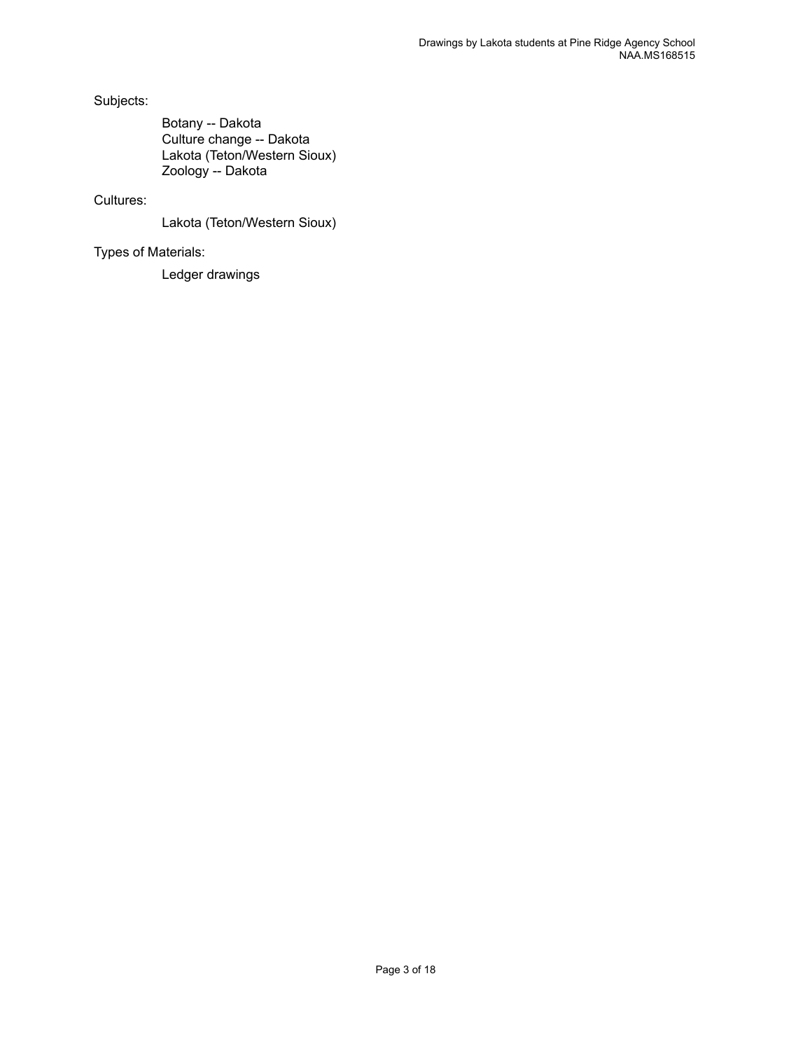Subjects:

- Botany -- Dakota
- Culture change -- Dakota
- Lakota (Teton/Western Sioux)
- Zoology -- Dakota

Cultures:

- Lakota (Teton/Western Sioux)

Types of Materials:

- Ledger drawings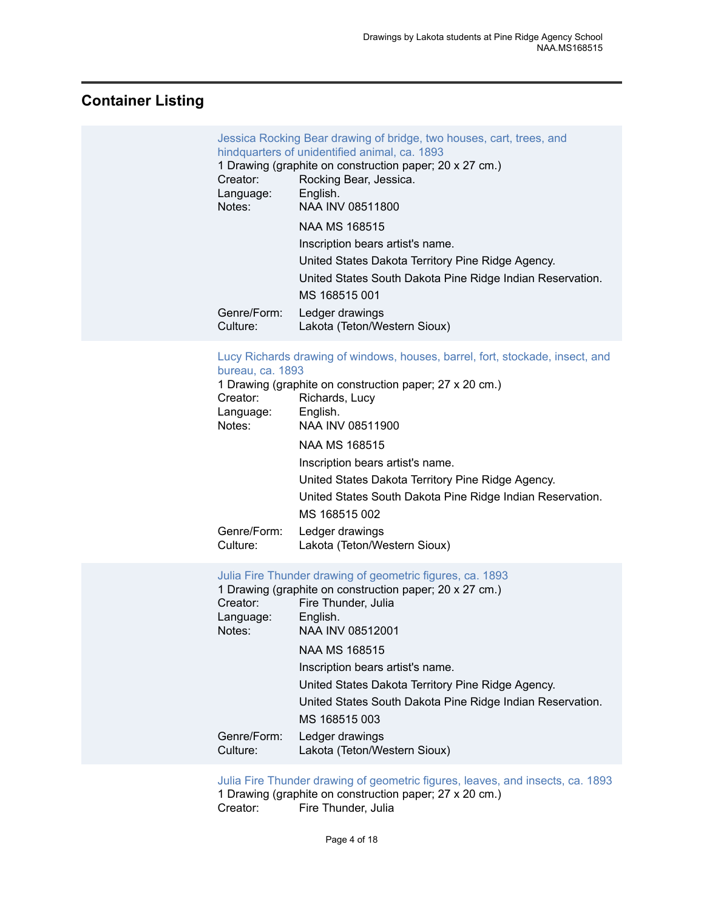## Container Listing

**Jessica Rocking Bear drawing of bridge, two houses, cart, trees, and hindquarters of unidentified animal, ca. 1893**

1 Drawing (graphite on construction paper; 20 x 27 cm.)

Creator: Rocking Bear, Jessica.

Language: English.

Notes: NAA INV 08511800

NAA MS 168515

Inscription bears artist's name.

United States Dakota Territory Pine Ridge Agency.

United States South Dakota Pine Ridge Indian Reservation.

MS 168515 001

Genre/Form: Ledger drawings

Culture: Lakota (Teton/Western Sioux)

**Lucy Richards drawing of windows, houses, barrel, fort, stockade, insect, and bureau, ca. 1893**

1 Drawing (graphite on construction paper; 27 x 20 cm.)

Creator: Richards, Lucy

Language: English.

Notes: NAA INV 08511900

NAA MS 168515

Inscription bears artist's name.

United States Dakota Territory Pine Ridge Agency.

United States South Dakota Pine Ridge Indian Reservation.

MS 168515 002

Genre/Form: Ledger drawings

Culture: Lakota (Teton/Western Sioux)

**Julia Fire Thunder drawing of geometric figures, ca. 1893**

1 Drawing (graphite on construction paper; 20 x 27 cm.)

Creator: Fire Thunder, Julia

Language: English.

Notes: NAA INV 08512001

NAA MS 168515

Inscription bears artist's name.

United States Dakota Territory Pine Ridge Agency.

United States South Dakota Pine Ridge Indian Reservation.

MS 168515 003

Genre/Form: Ledger drawings

Culture: Lakota (Teton/Western Sioux)

**Julia Fire Thunder drawing of geometric figures, leaves, and insects, ca. 1893**

1 Drawing (graphite on construction paper; 27 x 20 cm.)

Creator: Fire Thunder, Julia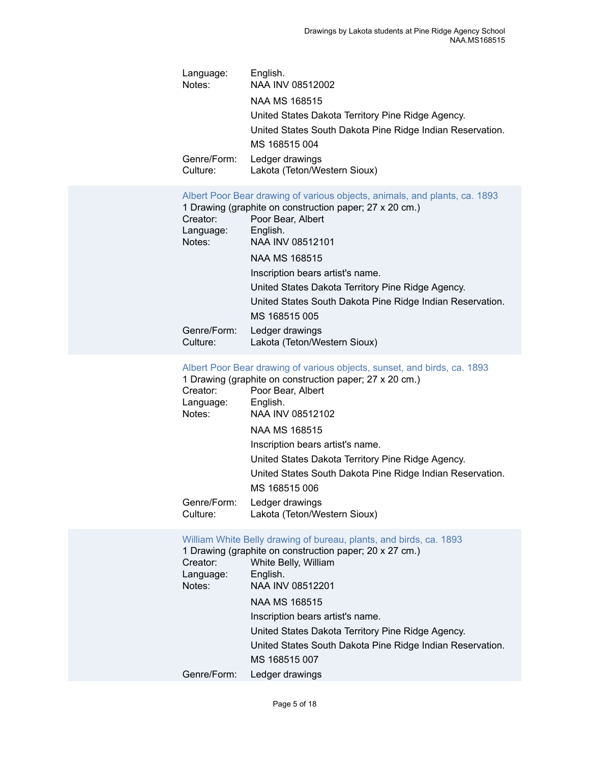Language: English.

Notes: NAA INV 08512002

NAA MS 168515

United States Dakota Territory Pine Ridge Agency.

United States South Dakota Pine Ridge Indian Reservation.

MS 168515 004

Genre/Form: Ledger drawings

Culture: Lakota (Teton/Western Sioux)

### Albert Poor Bear drawing of various objects, animals, and plants, ca. 1893

1 Drawing (graphite on construction paper; 27 x 20 cm.)

Creator: Poor Bear, Albert

Language: English.

Notes: NAA INV 08512101

NAA MS 168515

Inscription bears artist's name.

United States Dakota Territory Pine Ridge Agency.

United States South Dakota Pine Ridge Indian Reservation.

MS 168515 005

Genre/Form: Ledger drawings

Culture: Lakota (Teton/Western Sioux)

### Albert Poor Bear drawing of various objects, sunset, and birds, ca. 1893

1 Drawing (graphite on construction paper; 27 x 20 cm.)

Creator: Poor Bear, Albert

Language: English.

Notes: NAA INV 08512102

NAA MS 168515

Inscription bears artist's name.

United States Dakota Territory Pine Ridge Agency.

United States South Dakota Pine Ridge Indian Reservation.

MS 168515 006

Genre/Form: Ledger drawings

Culture: Lakota (Teton/Western Sioux)

### William White Belly drawing of bureau, plants, and birds, ca. 1893

1 Drawing (graphite on construction paper; 20 x 27 cm.)

Creator: White Belly, William

Language: English.

Notes: NAA INV 08512201

NAA MS 168515

Inscription bears artist's name.

United States Dakota Territory Pine Ridge Agency.

United States South Dakota Pine Ridge Indian Reservation.

MS 168515 007

Genre/Form: Ledger drawings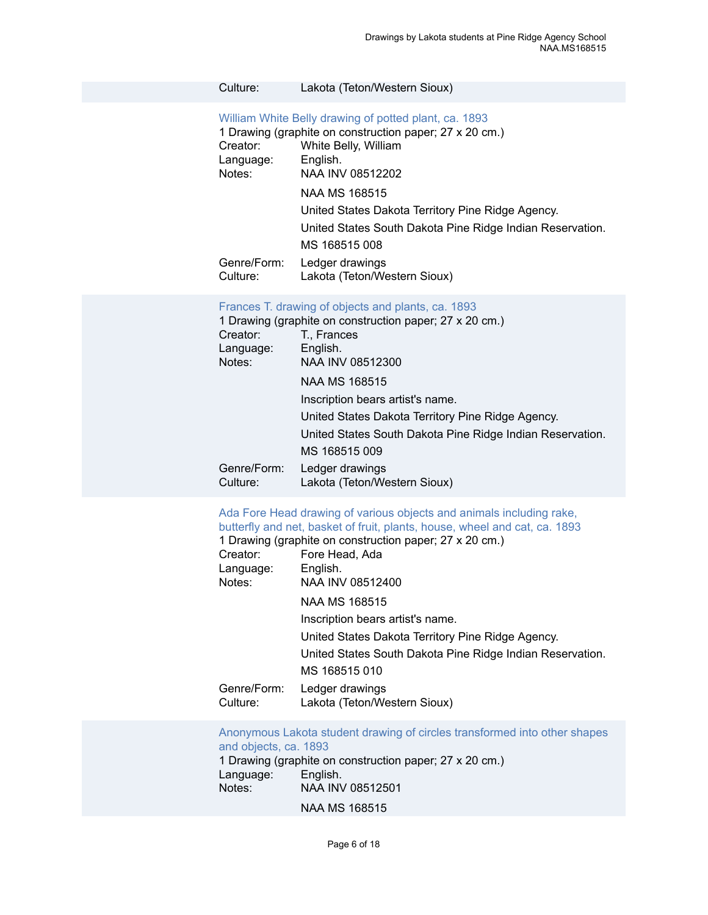Culture: Lakota (Teton/Western Sioux)

### William White Belly drawing of potted plant, ca. 1893

1 Drawing (graphite on construction paper; 27 x 20 cm.)

Creator: White Belly, William

Language: English.

Notes: NAA INV 08512202

NAA MS 168515

United States Dakota Territory Pine Ridge Agency.

United States South Dakota Pine Ridge Indian Reservation.

MS 168515 008

Genre/Form: Ledger drawings

Culture: Lakota (Teton/Western Sioux)

### Frances T. drawing of objects and plants, ca. 1893

1 Drawing (graphite on construction paper; 27 x 20 cm.)

Creator: T., Frances

Language: English.

Notes: NAA INV 08512300

NAA MS 168515

Inscription bears artist's name.

United States Dakota Territory Pine Ridge Agency.

United States South Dakota Pine Ridge Indian Reservation.

MS 168515 009

Genre/Form: Ledger drawings

Culture: Lakota (Teton/Western Sioux)

### Ada Fore Head drawing of various objects and animals including rake, butterfly and net, basket of fruit, plants, house, wheel and cat, ca. 1893

1 Drawing (graphite on construction paper; 27 x 20 cm.)

Creator: Fore Head, Ada

Language: English.

Notes: NAA INV 08512400

NAA MS 168515

Inscription bears artist's name.

United States Dakota Territory Pine Ridge Agency.

United States South Dakota Pine Ridge Indian Reservation.

MS 168515 010

Genre/Form: Ledger drawings

Culture: Lakota (Teton/Western Sioux)

### Anonymous Lakota student drawing of circles transformed into other shapes and objects, ca. 1893

1 Drawing (graphite on construction paper; 27 x 20 cm.)

Language: English.

Notes: NAA INV 08512501

NAA MS 168515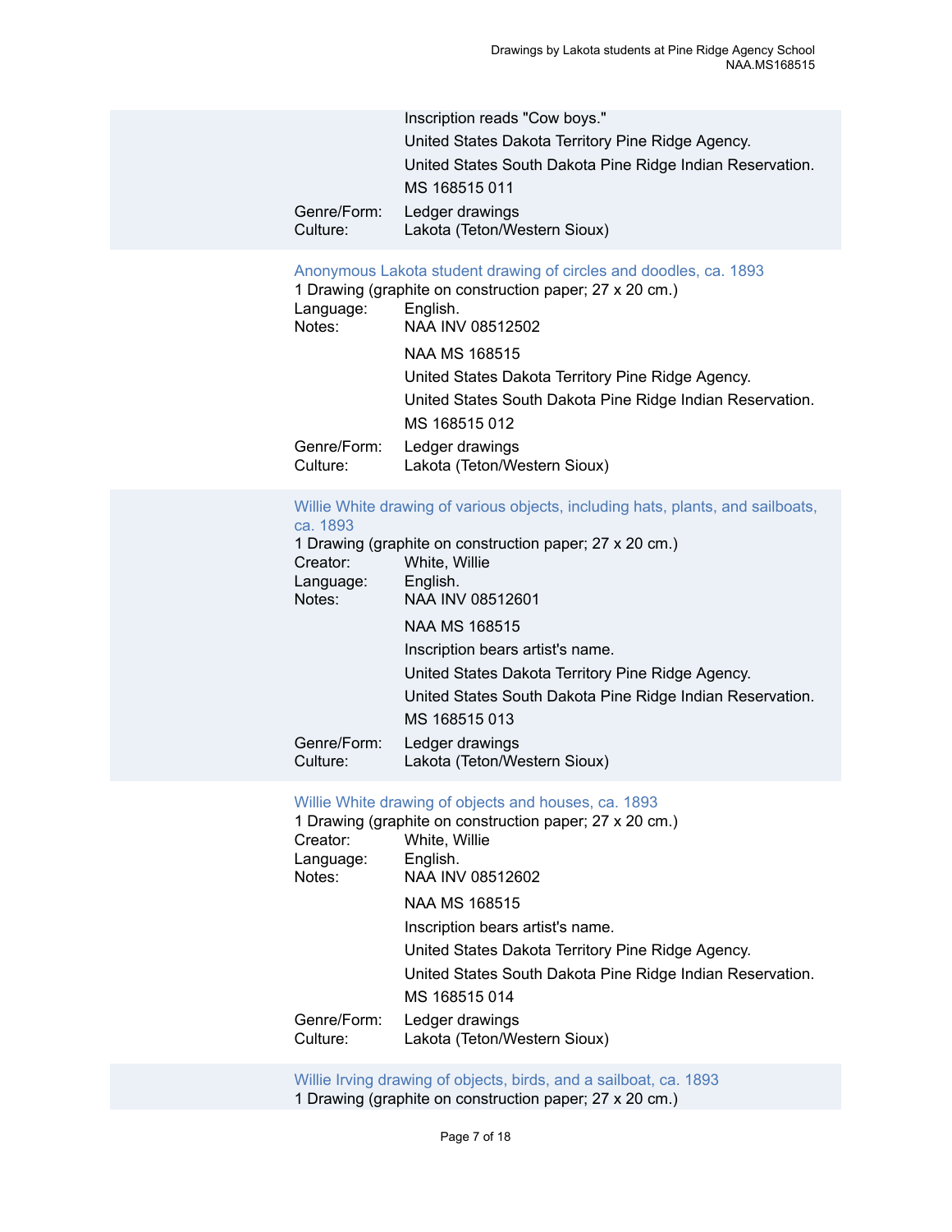Inscription reads "Cow boys."

United States Dakota Territory Pine Ridge Agency.

United States South Dakota Pine Ridge Indian Reservation.

MS 168515 011

Genre/Form: Ledger drawings
Culture: Lakota (Teton/Western Sioux)

### Anonymous Lakota student drawing of circles and doodles, ca. 1893

1 Drawing (graphite on construction paper; 27 x 20 cm.)

Language: English.
Notes: NAA INV 08512502

NAA MS 168515

United States Dakota Territory Pine Ridge Agency.

United States South Dakota Pine Ridge Indian Reservation.

MS 168515 012

Genre/Form: Ledger drawings
Culture: Lakota (Teton/Western Sioux)

### Willie White drawing of various objects, including hats, plants, and sailboats, ca. 1893

1 Drawing (graphite on construction paper; 27 x 20 cm.)

Creator: White, Willie
Language: English.
Notes: NAA INV 08512601

NAA MS 168515

Inscription bears artist's name.

United States Dakota Territory Pine Ridge Agency.

United States South Dakota Pine Ridge Indian Reservation.

MS 168515 013

Genre/Form: Ledger drawings
Culture: Lakota (Teton/Western Sioux)

### Willie White drawing of objects and houses, ca. 1893

1 Drawing (graphite on construction paper; 27 x 20 cm.)

Creator: White, Willie
Language: English.
Notes: NAA INV 08512602

NAA MS 168515

Inscription bears artist's name.

United States Dakota Territory Pine Ridge Agency.

United States South Dakota Pine Ridge Indian Reservation.

MS 168515 014

Genre/Form: Ledger drawings
Culture: Lakota (Teton/Western Sioux)

### Willie Irving drawing of objects, birds, and a sailboat, ca. 1893

1 Drawing (graphite on construction paper; 27 x 20 cm.)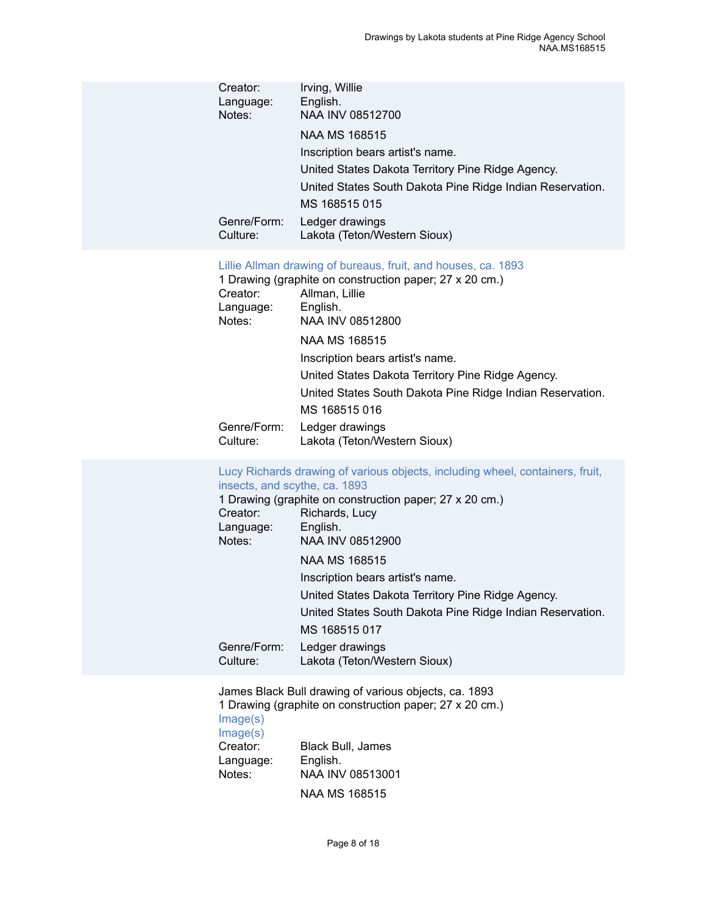Creator: Irving, Willie
Language: English.
Notes: NAA INV 08512700

NAA MS 168515

Inscription bears artist's name.

United States Dakota Territory Pine Ridge Agency.

United States South Dakota Pine Ridge Indian Reservation.

MS 168515 015

Genre/Form: Ledger drawings
Culture: Lakota (Teton/Western Sioux)

Lillie Allman drawing of bureaus, fruit, and houses, ca. 1893
1 Drawing (graphite on construction paper; 27 x 20 cm.)
Creator: Allman, Lillie
Language: English.
Notes: NAA INV 08512800

NAA MS 168515

Inscription bears artist's name.

United States Dakota Territory Pine Ridge Agency.

United States South Dakota Pine Ridge Indian Reservation.

MS 168515 016

Genre/Form: Ledger drawings
Culture: Lakota (Teton/Western Sioux)

Lucy Richards drawing of various objects, including wheel, containers, fruit, insects, and scythe, ca. 1893
1 Drawing (graphite on construction paper; 27 x 20 cm.)
Creator: Richards, Lucy
Language: English.
Notes: NAA INV 08512900

NAA MS 168515

Inscription bears artist's name.

United States Dakota Territory Pine Ridge Agency.

United States South Dakota Pine Ridge Indian Reservation.

MS 168515 017

Genre/Form: Ledger drawings
Culture: Lakota (Teton/Western Sioux)

James Black Bull drawing of various objects, ca. 1893
1 Drawing (graphite on construction paper; 27 x 20 cm.)
Image(s)
Image(s)
Creator: Black Bull, James
Language: English.
Notes: NAA INV 08513001

NAA MS 168515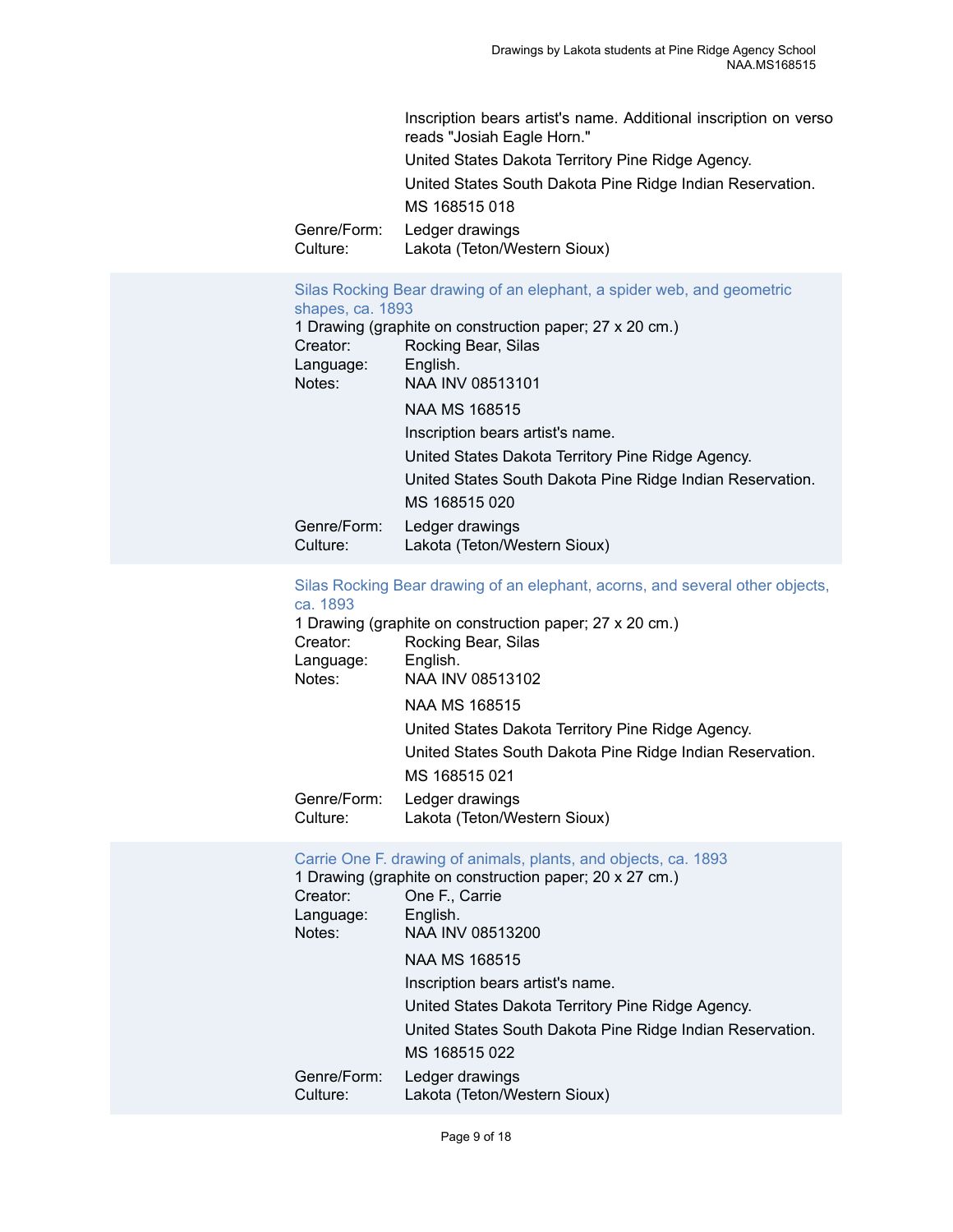Inscription bears artist's name. Additional inscription on verso reads "Josiah Eagle Horn."

United States Dakota Territory Pine Ridge Agency.

United States South Dakota Pine Ridge Indian Reservation.

MS 168515 018

Genre/Form: Ledger drawings

Culture: Lakota (Teton/Western Sioux)

### Silas Rocking Bear drawing of an elephant, a spider web, and geometric shapes, ca. 1893

1 Drawing (graphite on construction paper; 27 x 20 cm.)

Creator: Rocking Bear, Silas

Language: English.

Notes: NAA INV 08513101

NAA MS 168515

Inscription bears artist's name.

United States Dakota Territory Pine Ridge Agency.

United States South Dakota Pine Ridge Indian Reservation.

MS 168515 020

Genre/Form: Ledger drawings

Culture: Lakota (Teton/Western Sioux)

### Silas Rocking Bear drawing of an elephant, acorns, and several other objects, ca. 1893

1 Drawing (graphite on construction paper; 27 x 20 cm.)

Creator: Rocking Bear, Silas

Language: English.

Notes: NAA INV 08513102

NAA MS 168515

United States Dakota Territory Pine Ridge Agency.

United States South Dakota Pine Ridge Indian Reservation.

MS 168515 021

Genre/Form: Ledger drawings

Culture: Lakota (Teton/Western Sioux)

### Carrie One F. drawing of animals, plants, and objects, ca. 1893

1 Drawing (graphite on construction paper; 20 x 27 cm.)

Creator: One F., Carrie

Language: English.

Notes: NAA INV 08513200

NAA MS 168515

Inscription bears artist's name.

United States Dakota Territory Pine Ridge Agency.

United States South Dakota Pine Ridge Indian Reservation.

MS 168515 022

Genre/Form: Ledger drawings

Culture: Lakota (Teton/Western Sioux)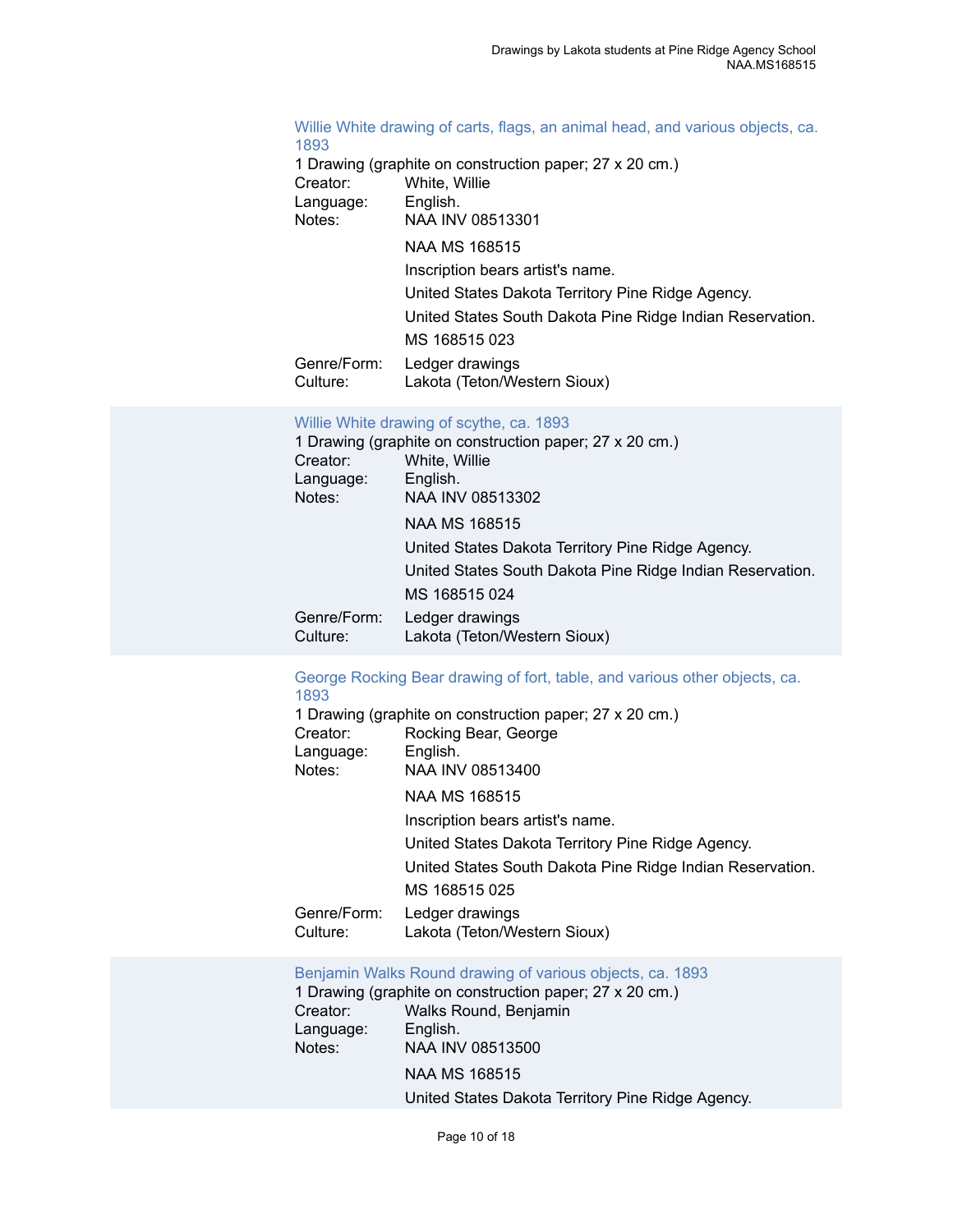### Willie White drawing of carts, flags, an animal head, and various objects, ca. 1893

1 Drawing (graphite on construction paper; 27 x 20 cm.)

Creator: White, Willie

Language: English.

Notes: NAA INV 08513301

NAA MS 168515

Inscription bears artist's name.

United States Dakota Territory Pine Ridge Agency.

United States South Dakota Pine Ridge Indian Reservation.

MS 168515 023

Genre/Form: Ledger drawings

Culture: Lakota (Teton/Western Sioux)

### Willie White drawing of scythe, ca. 1893

1 Drawing (graphite on construction paper; 27 x 20 cm.)

Creator: White, Willie

Language: English.

Notes: NAA INV 08513302

NAA MS 168515

United States Dakota Territory Pine Ridge Agency.

United States South Dakota Pine Ridge Indian Reservation.

MS 168515 024

Genre/Form: Ledger drawings

Culture: Lakota (Teton/Western Sioux)

### George Rocking Bear drawing of fort, table, and various other objects, ca. 1893

1 Drawing (graphite on construction paper; 27 x 20 cm.)

Creator: Rocking Bear, George

Language: English.

Notes: NAA INV 08513400

NAA MS 168515

Inscription bears artist's name.

United States Dakota Territory Pine Ridge Agency.

United States South Dakota Pine Ridge Indian Reservation.

MS 168515 025

Genre/Form: Ledger drawings

Culture: Lakota (Teton/Western Sioux)

### Benjamin Walks Round drawing of various objects, ca. 1893

1 Drawing (graphite on construction paper; 27 x 20 cm.)

Creator: Walks Round, Benjamin

Language: English.

Notes: NAA INV 08513500

NAA MS 168515

United States Dakota Territory Pine Ridge Agency.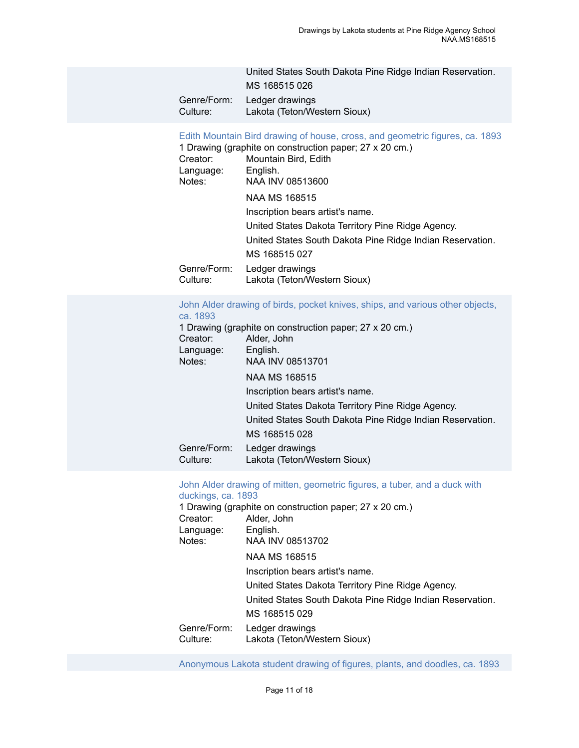United States South Dakota Pine Ridge Indian Reservation.

MS 168515 026

Genre/Form: Ledger drawings
Culture: Lakota (Teton/Western Sioux)

### Edith Mountain Bird drawing of house, cross, and geometric figures, ca. 1893

1 Drawing (graphite on construction paper; 27 x 20 cm.)

Creator: Mountain Bird, Edith
Language: English.
Notes: NAA INV 08513600

NAA MS 168515

Inscription bears artist's name.

United States Dakota Territory Pine Ridge Agency.

United States South Dakota Pine Ridge Indian Reservation.

MS 168515 027

Genre/Form: Ledger drawings
Culture: Lakota (Teton/Western Sioux)

### John Alder drawing of birds, pocket knives, ships, and various other objects, ca. 1893

1 Drawing (graphite on construction paper; 27 x 20 cm.)

Creator: Alder, John
Language: English.
Notes: NAA INV 08513701

NAA MS 168515

Inscription bears artist's name.

United States Dakota Territory Pine Ridge Agency.

United States South Dakota Pine Ridge Indian Reservation.

MS 168515 028

Genre/Form: Ledger drawings
Culture: Lakota (Teton/Western Sioux)

### John Alder drawing of mitten, geometric figures, a tuber, and a duck with duckings, ca. 1893

1 Drawing (graphite on construction paper; 27 x 20 cm.)

Creator: Alder, John
Language: English.
Notes: NAA INV 08513702

NAA MS 168515

Inscription bears artist's name.

United States Dakota Territory Pine Ridge Agency.

United States South Dakota Pine Ridge Indian Reservation.

MS 168515 029

Genre/Form: Ledger drawings
Culture: Lakota (Teton/Western Sioux)

### Anonymous Lakota student drawing of figures, plants, and doodles, ca. 1893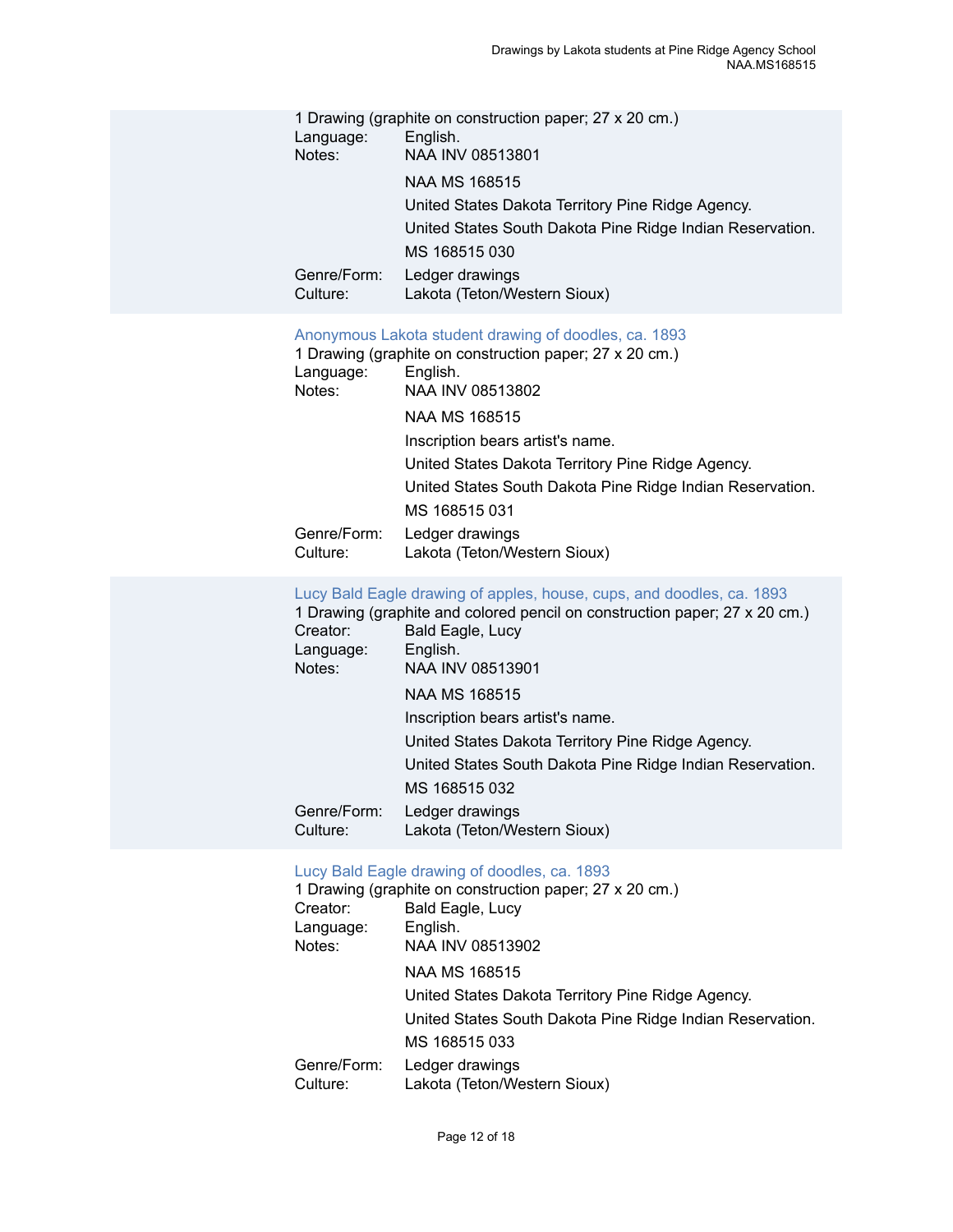1 Drawing (graphite on construction paper; 27 x 20 cm.)

Language: English.

Notes: NAA INV 08513801

NAA MS 168515

United States Dakota Territory Pine Ridge Agency.

United States South Dakota Pine Ridge Indian Reservation.

MS 168515 030

Genre/Form: Ledger drawings

Culture: Lakota (Teton/Western Sioux)

Anonymous Lakota student drawing of doodles, ca. 1893

1 Drawing (graphite on construction paper; 27 x 20 cm.)

Language: English.

Notes: NAA INV 08513802

NAA MS 168515

Inscription bears artist's name.

United States Dakota Territory Pine Ridge Agency.

United States South Dakota Pine Ridge Indian Reservation.

MS 168515 031

Genre/Form: Ledger drawings

Culture: Lakota (Teton/Western Sioux)

Lucy Bald Eagle drawing of apples, house, cups, and doodles, ca. 1893

1 Drawing (graphite and colored pencil on construction paper; 27 x 20 cm.)

Creator: Bald Eagle, Lucy

Language: English.

Notes: NAA INV 08513901

NAA MS 168515

Inscription bears artist's name.

United States Dakota Territory Pine Ridge Agency.

United States South Dakota Pine Ridge Indian Reservation.

MS 168515 032

Genre/Form: Ledger drawings

Culture: Lakota (Teton/Western Sioux)

Lucy Bald Eagle drawing of doodles, ca. 1893

1 Drawing (graphite on construction paper; 27 x 20 cm.)

Creator: Bald Eagle, Lucy

Language: English.

Notes: NAA INV 08513902

NAA MS 168515

United States Dakota Territory Pine Ridge Agency.

United States South Dakota Pine Ridge Indian Reservation.

MS 168515 033

Genre/Form: Ledger drawings

Culture: Lakota (Teton/Western Sioux)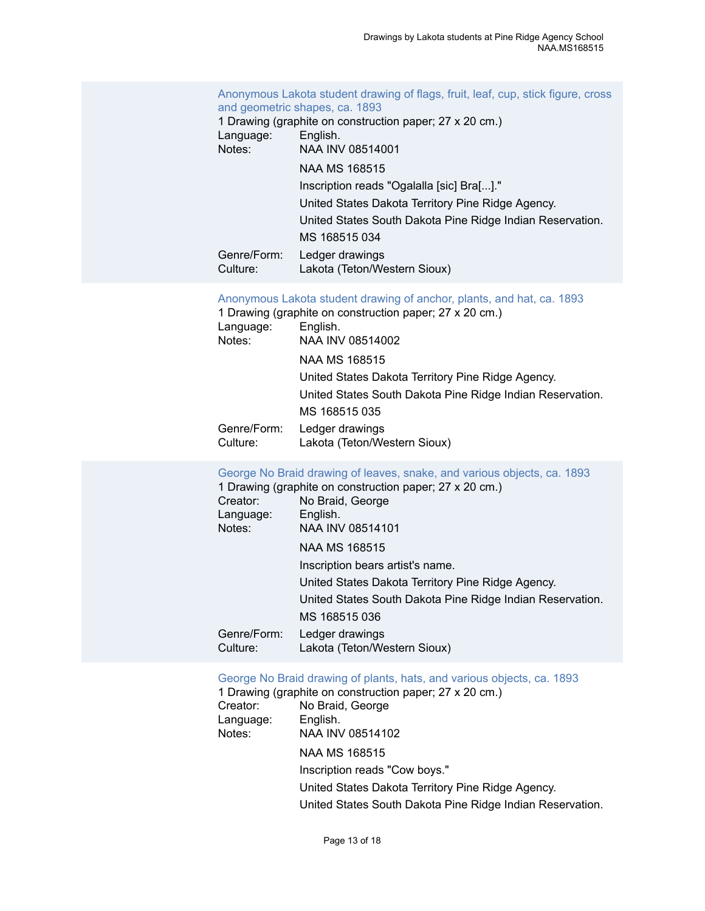### Anonymous Lakota student drawing of flags, fruit, leaf, cup, stick figure, cross and geometric shapes, ca. 1893

1 Drawing (graphite on construction paper; 27 x 20 cm.)

Language: English.

Notes: NAA INV 08514001

NAA MS 168515

Inscription reads "Ogalalla [sic] Bra[...]."

United States Dakota Territory Pine Ridge Agency.

United States South Dakota Pine Ridge Indian Reservation.

MS 168515 034

Genre/Form: Ledger drawings

Culture: Lakota (Teton/Western Sioux)

### Anonymous Lakota student drawing of anchor, plants, and hat, ca. 1893

1 Drawing (graphite on construction paper; 27 x 20 cm.)

Language: English.

Notes: NAA INV 08514002

NAA MS 168515

United States Dakota Territory Pine Ridge Agency.

United States South Dakota Pine Ridge Indian Reservation.

MS 168515 035

Genre/Form: Ledger drawings

Culture: Lakota (Teton/Western Sioux)

### George No Braid drawing of leaves, snake, and various objects, ca. 1893

1 Drawing (graphite on construction paper; 27 x 20 cm.)

Creator: No Braid, George

Language: English.

Notes: NAA INV 08514101

NAA MS 168515

Inscription bears artist's name.

United States Dakota Territory Pine Ridge Agency.

United States South Dakota Pine Ridge Indian Reservation.

MS 168515 036

Genre/Form: Ledger drawings

Culture: Lakota (Teton/Western Sioux)

### George No Braid drawing of plants, hats, and various objects, ca. 1893

1 Drawing (graphite on construction paper; 27 x 20 cm.)

Creator: No Braid, George

Language: English.

Notes: NAA INV 08514102

NAA MS 168515

Inscription reads "Cow boys."

United States Dakota Territory Pine Ridge Agency.

United States South Dakota Pine Ridge Indian Reservation.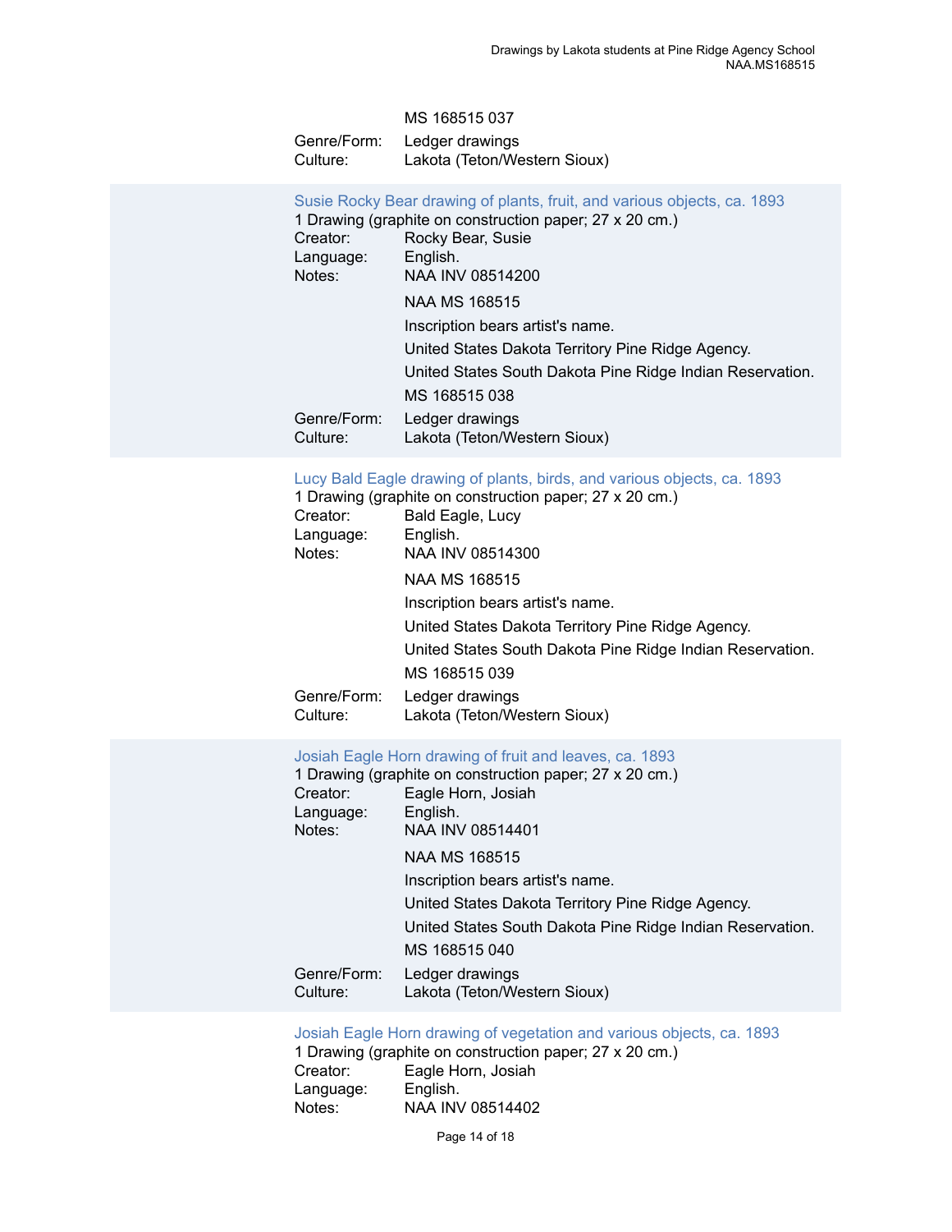MS 168515 037

Genre/Form: Ledger drawings
Culture: Lakota (Teton/Western Sioux)

### Susie Rocky Bear drawing of plants, fruit, and various objects, ca. 1893

1 Drawing (graphite on construction paper; 27 x 20 cm.)

Creator: Rocky Bear, Susie
Language: English.
Notes: NAA INV 08514200

NAA MS 168515

Inscription bears artist's name.

United States Dakota Territory Pine Ridge Agency.

United States South Dakota Pine Ridge Indian Reservation.

MS 168515 038

Genre/Form: Ledger drawings
Culture: Lakota (Teton/Western Sioux)

### Lucy Bald Eagle drawing of plants, birds, and various objects, ca. 1893

1 Drawing (graphite on construction paper; 27 x 20 cm.)

Creator: Bald Eagle, Lucy
Language: English.
Notes: NAA INV 08514300

NAA MS 168515

Inscription bears artist's name.

United States Dakota Territory Pine Ridge Agency.

United States South Dakota Pine Ridge Indian Reservation.

MS 168515 039

Genre/Form: Ledger drawings
Culture: Lakota (Teton/Western Sioux)

### Josiah Eagle Horn drawing of fruit and leaves, ca. 1893

1 Drawing (graphite on construction paper; 27 x 20 cm.)

Creator: Eagle Horn, Josiah
Language: English.
Notes: NAA INV 08514401

NAA MS 168515

Inscription bears artist's name.

United States Dakota Territory Pine Ridge Agency.

United States South Dakota Pine Ridge Indian Reservation.

MS 168515 040

Genre/Form: Ledger drawings
Culture: Lakota (Teton/Western Sioux)

### Josiah Eagle Horn drawing of vegetation and various objects, ca. 1893

1 Drawing (graphite on construction paper; 27 x 20 cm.)

Creator: Eagle Horn, Josiah
Language: English.
Notes: NAA INV 08514402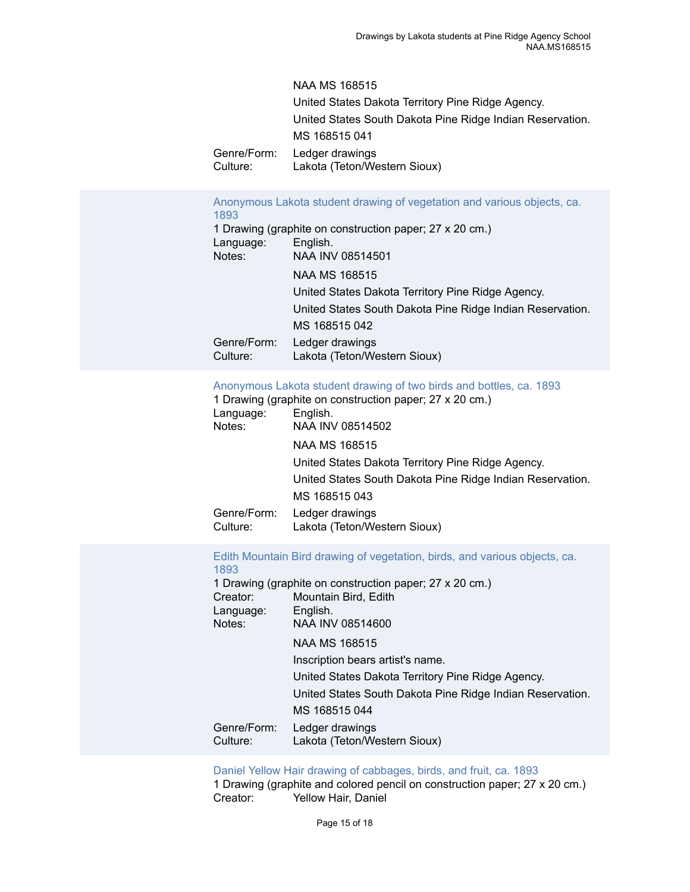NAA MS 168515

United States Dakota Territory Pine Ridge Agency.

United States South Dakota Pine Ridge Indian Reservation.

MS 168515 041

Genre/Form: Ledger drawings
Culture: Lakota (Teton/Western Sioux)

### Anonymous Lakota student drawing of vegetation and various objects, ca. 1893

1 Drawing (graphite on construction paper; 27 x 20 cm.)

Language: English.

Notes: NAA INV 08514501

NAA MS 168515

United States Dakota Territory Pine Ridge Agency.

United States South Dakota Pine Ridge Indian Reservation.

MS 168515 042

Genre/Form: Ledger drawings
Culture: Lakota (Teton/Western Sioux)

### Anonymous Lakota student drawing of two birds and bottles, ca. 1893

1 Drawing (graphite on construction paper; 27 x 20 cm.)

Language: English.

Notes: NAA INV 08514502

NAA MS 168515

United States Dakota Territory Pine Ridge Agency.

United States South Dakota Pine Ridge Indian Reservation.

MS 168515 043

Genre/Form: Ledger drawings
Culture: Lakota (Teton/Western Sioux)

### Edith Mountain Bird drawing of vegetation, birds, and various objects, ca. 1893

1 Drawing (graphite on construction paper; 27 x 20 cm.)

Creator: Mountain Bird, Edith

Language: English.

Notes: NAA INV 08514600

NAA MS 168515

Inscription bears artist's name.

United States Dakota Territory Pine Ridge Agency.

United States South Dakota Pine Ridge Indian Reservation.

MS 168515 044

Genre/Form: Ledger drawings
Culture: Lakota (Teton/Western Sioux)

### Daniel Yellow Hair drawing of cabbages, birds, and fruit, ca. 1893

1 Drawing (graphite and colored pencil on construction paper; 27 x 20 cm.)

Creator: Yellow Hair, Daniel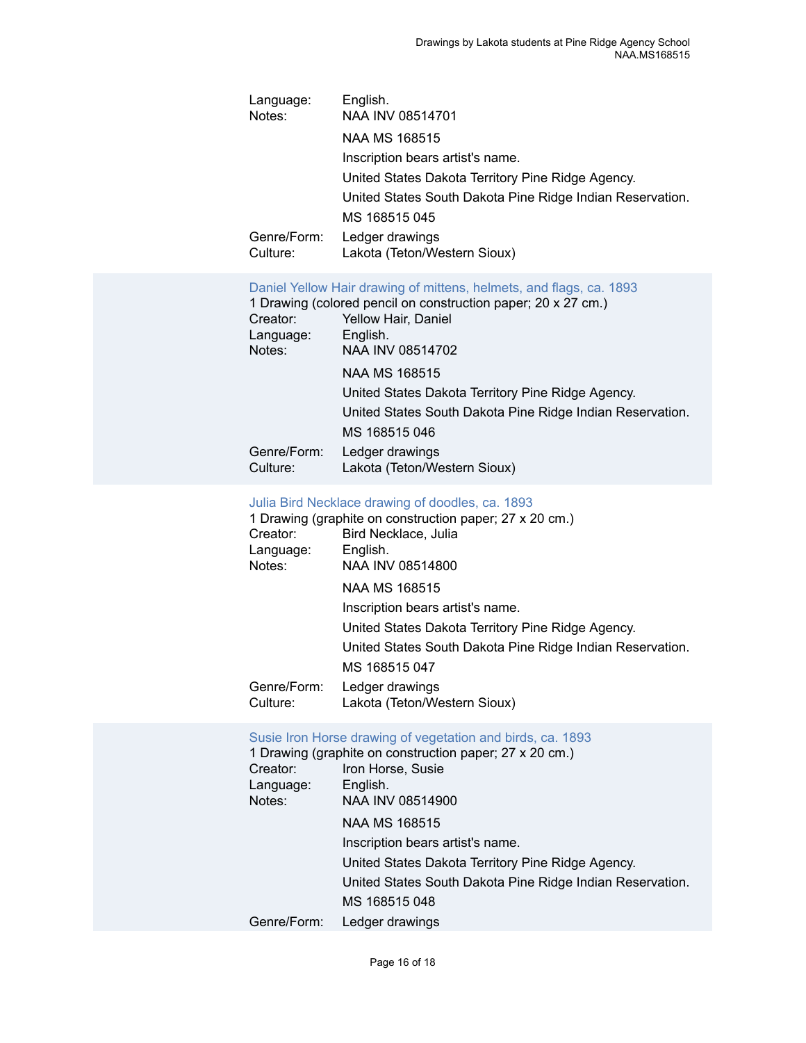Language: English.

Notes: NAA INV 08514701

NAA MS 168515

Inscription bears artist's name.

United States Dakota Territory Pine Ridge Agency.

United States South Dakota Pine Ridge Indian Reservation.

MS 168515 045

Genre/Form: Ledger drawings

Culture: Lakota (Teton/Western Sioux)

### Daniel Yellow Hair drawing of mittens, helmets, and flags, ca. 1893

1 Drawing (colored pencil on construction paper; 20 x 27 cm.)

Creator: Yellow Hair, Daniel

Language: English.

Notes: NAA INV 08514702

NAA MS 168515

United States Dakota Territory Pine Ridge Agency.

United States South Dakota Pine Ridge Indian Reservation.

MS 168515 046

Genre/Form: Ledger drawings

Culture: Lakota (Teton/Western Sioux)

### Julia Bird Necklace drawing of doodles, ca. 1893

1 Drawing (graphite on construction paper; 27 x 20 cm.)

Creator: Bird Necklace, Julia

Language: English.

Notes: NAA INV 08514800

NAA MS 168515

Inscription bears artist's name.

United States Dakota Territory Pine Ridge Agency.

United States South Dakota Pine Ridge Indian Reservation.

MS 168515 047

Genre/Form: Ledger drawings

Culture: Lakota (Teton/Western Sioux)

### Susie Iron Horse drawing of vegetation and birds, ca. 1893

1 Drawing (graphite on construction paper; 27 x 20 cm.)

Creator: Iron Horse, Susie

Language: English.

Notes: NAA INV 08514900

NAA MS 168515

Inscription bears artist's name.

United States Dakota Territory Pine Ridge Agency.

United States South Dakota Pine Ridge Indian Reservation.

MS 168515 048

Genre/Form: Ledger drawings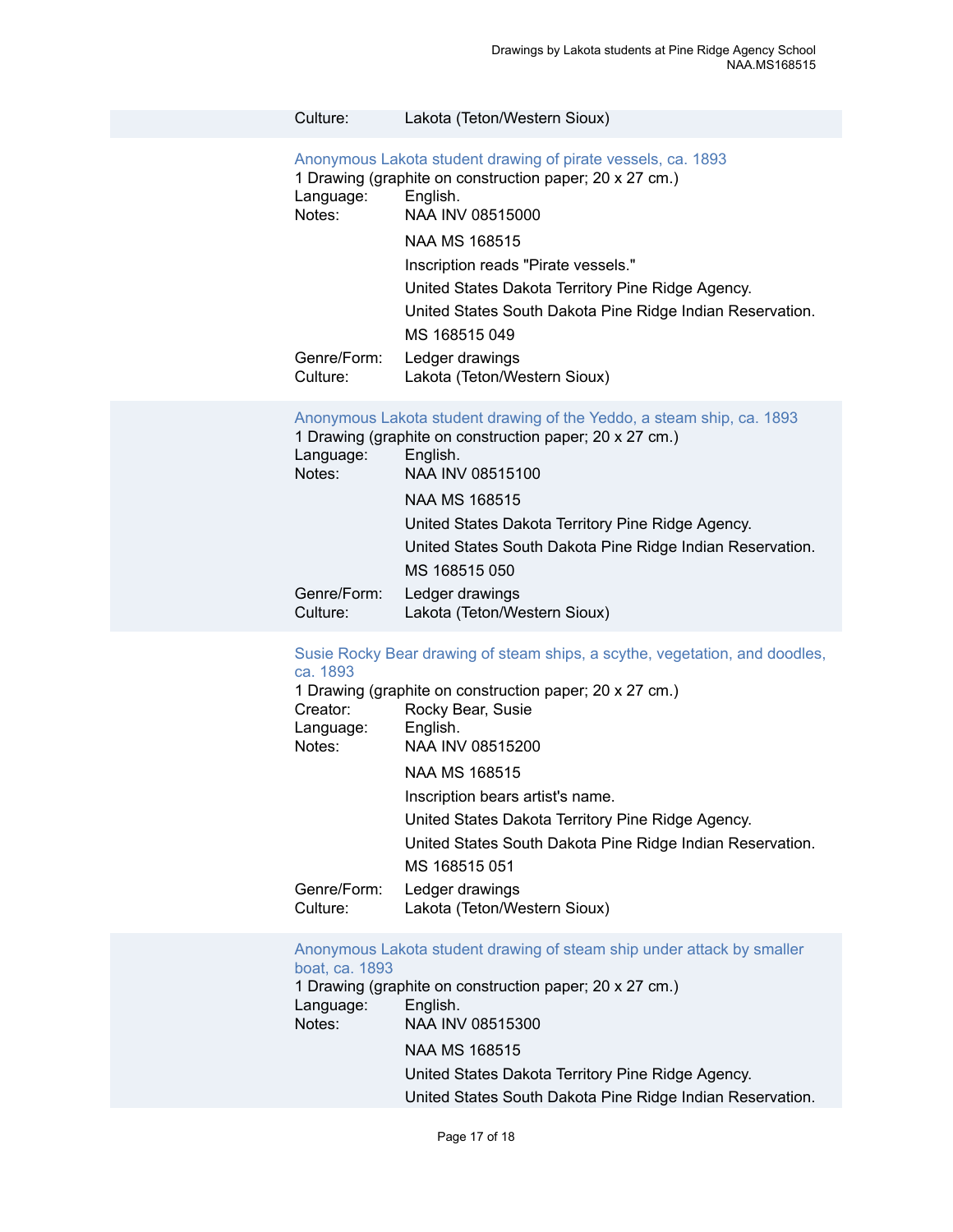Culture: Lakota (Teton/Western Sioux)

### Anonymous Lakota student drawing of pirate vessels, ca. 1893

1 Drawing (graphite on construction paper; 20 x 27 cm.)

Language: English.

Notes: NAA INV 08515000

NAA MS 168515

Inscription reads "Pirate vessels."

United States Dakota Territory Pine Ridge Agency.

United States South Dakota Pine Ridge Indian Reservation.

MS 168515 049

Genre/Form: Ledger drawings

Culture: Lakota (Teton/Western Sioux)

### Anonymous Lakota student drawing of the Yeddo, a steam ship, ca. 1893

1 Drawing (graphite on construction paper; 20 x 27 cm.)

Language: English.

Notes: NAA INV 08515100

NAA MS 168515

United States Dakota Territory Pine Ridge Agency.

United States South Dakota Pine Ridge Indian Reservation.

MS 168515 050

Genre/Form: Ledger drawings

Culture: Lakota (Teton/Western Sioux)

### Susie Rocky Bear drawing of steam ships, a scythe, vegetation, and doodles, ca. 1893

1 Drawing (graphite on construction paper; 20 x 27 cm.)

Creator: Rocky Bear, Susie

Language: English.

Notes: NAA INV 08515200

NAA MS 168515

Inscription bears artist's name.

United States Dakota Territory Pine Ridge Agency.

United States South Dakota Pine Ridge Indian Reservation.

MS 168515 051

Genre/Form: Ledger drawings

Culture: Lakota (Teton/Western Sioux)

### Anonymous Lakota student drawing of steam ship under attack by smaller boat, ca. 1893

1 Drawing (graphite on construction paper; 20 x 27 cm.)

Language: English.

Notes: NAA INV 08515300

NAA MS 168515

United States Dakota Territory Pine Ridge Agency.

United States South Dakota Pine Ridge Indian Reservation.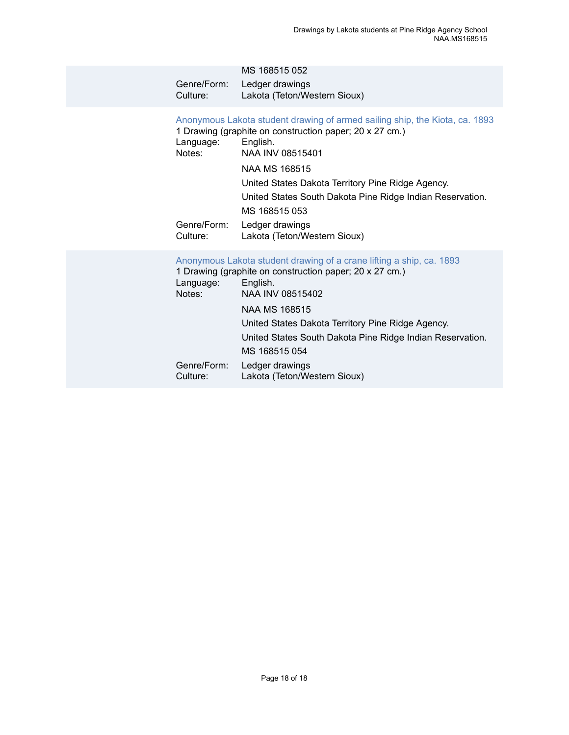MS 168515 052

Genre/Form: Ledger drawings
Culture: Lakota (Teton/Western Sioux)

Anonymous Lakota student drawing of armed sailing ship, the Kiota, ca. 1893

1 Drawing (graphite on construction paper; 20 x 27 cm.)

Language: English.

Notes: NAA INV 08515401

NAA MS 168515

United States Dakota Territory Pine Ridge Agency.

United States South Dakota Pine Ridge Indian Reservation.

MS 168515 053

Genre/Form: Ledger drawings
Culture: Lakota (Teton/Western Sioux)

Anonymous Lakota student drawing of a crane lifting a ship, ca. 1893

1 Drawing (graphite on construction paper; 20 x 27 cm.)

Language: English.

Notes: NAA INV 08515402

NAA MS 168515

United States Dakota Territory Pine Ridge Agency.

United States South Dakota Pine Ridge Indian Reservation.

MS 168515 054

Genre/Form: Ledger drawings
Culture: Lakota (Teton/Western Sioux)